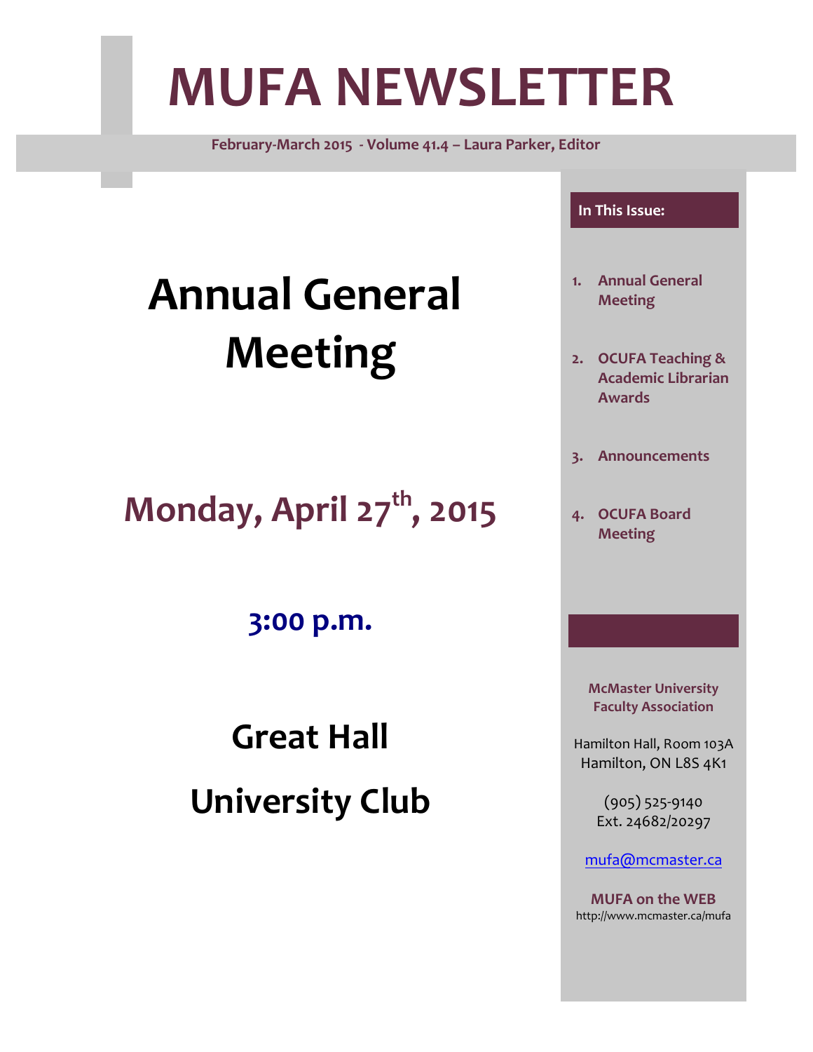# MUFA NEWSLETTER

**February-March 2015 - Volume 41.4 – Laura Parker, Editor**

## Annual General Meeting

## Monday, April 27th, 2015

### 3:00 p.m.

## Great Hall

## University Club

**In This Issue:**

1. **Annual General Meeting**
2. **OCUFA Teaching & Academic Librarian Awards**
3. **Announcements**
4. **OCUFA Board Meeting**

**McMaster University Faculty Association**

Hamilton Hall, Room 103A
Hamilton, ON L8S 4K1

(905) 525-9140
Ext. 24682/20297

mufa@mcmaster.ca

**MUFA on the WEB**
http://www.mcmaster.ca/mufa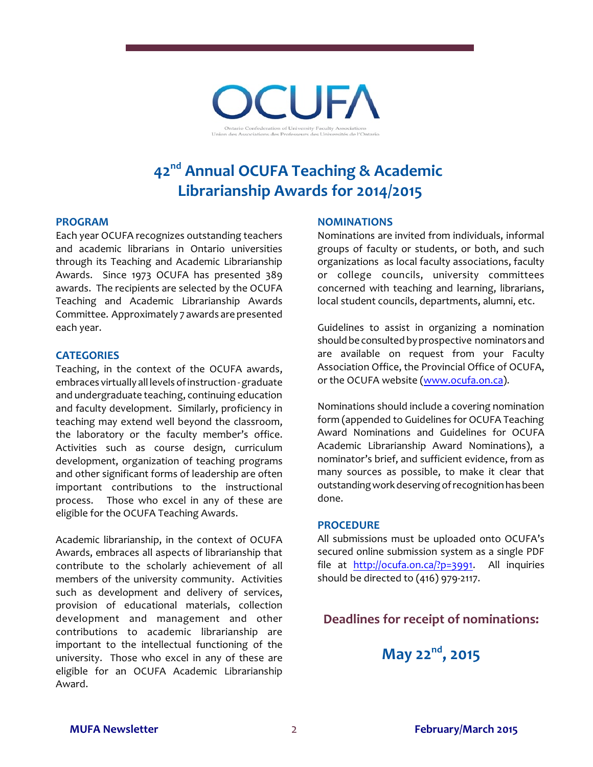OCUFA

Ontario Confederation of University Faculty Associations
Union des Associations des Professeurs des Universités de l'Ontario

# 42nd Annual OCUFA Teaching & Academic Librarianship Awards for 2014/2015

## PROGRAM

Each year OCUFA recognizes outstanding teachers and academic librarians in Ontario universities through its Teaching and Academic Librarianship Awards. Since 1973 OCUFA has presented 389 awards. The recipients are selected by the OCUFA Teaching and Academic Librarianship Awards Committee. Approximately 7 awards are presented each year.

## CATEGORIES

Teaching, in the context of the OCUFA awards, embraces virtually all levels of instruction - graduate and undergraduate teaching, continuing education and faculty development. Similarly, proficiency in teaching may extend well beyond the classroom, the laboratory or the faculty member's office. Activities such as course design, curriculum development, organization of teaching programs and other significant forms of leadership are often important contributions to the instructional process. Those who excel in any of these are eligible for the OCUFA Teaching Awards.

Academic librarianship, in the context of OCUFA Awards, embraces all aspects of librarianship that contribute to the scholarly achievement of all members of the university community. Activities such as development and delivery of services, provision of educational materials, collection development and management and other contributions to academic librarianship are important to the intellectual functioning of the university. Those who excel in any of these are eligible for an OCUFA Academic Librarianship Award.

## NOMINATIONS

Nominations are invited from individuals, informal groups of faculty or students, or both, and such organizations as local faculty associations, faculty or college councils, university committees concerned with teaching and learning, librarians, local student councils, departments, alumni, etc.

Guidelines to assist in organizing a nomination should be consulted by prospective nominators and are available on request from your Faculty Association Office, the Provincial Office of OCUFA, or the OCUFA website (www.ocufa.on.ca).

Nominations should include a covering nomination form (appended to Guidelines for OCUFA Teaching Award Nominations and Guidelines for OCUFA Academic Librarianship Award Nominations), a nominator's brief, and sufficient evidence, from as many sources as possible, to make it clear that outstanding work deserving of recognition has been done.

## PROCEDURE

All submissions must be uploaded onto OCUFA's secured online submission system as a single PDF file at http://ocufa.on.ca/?p=3991. All inquiries should be directed to (416) 979-2117.

### Deadlines for receipt of nominations:

## May 22nd, 2015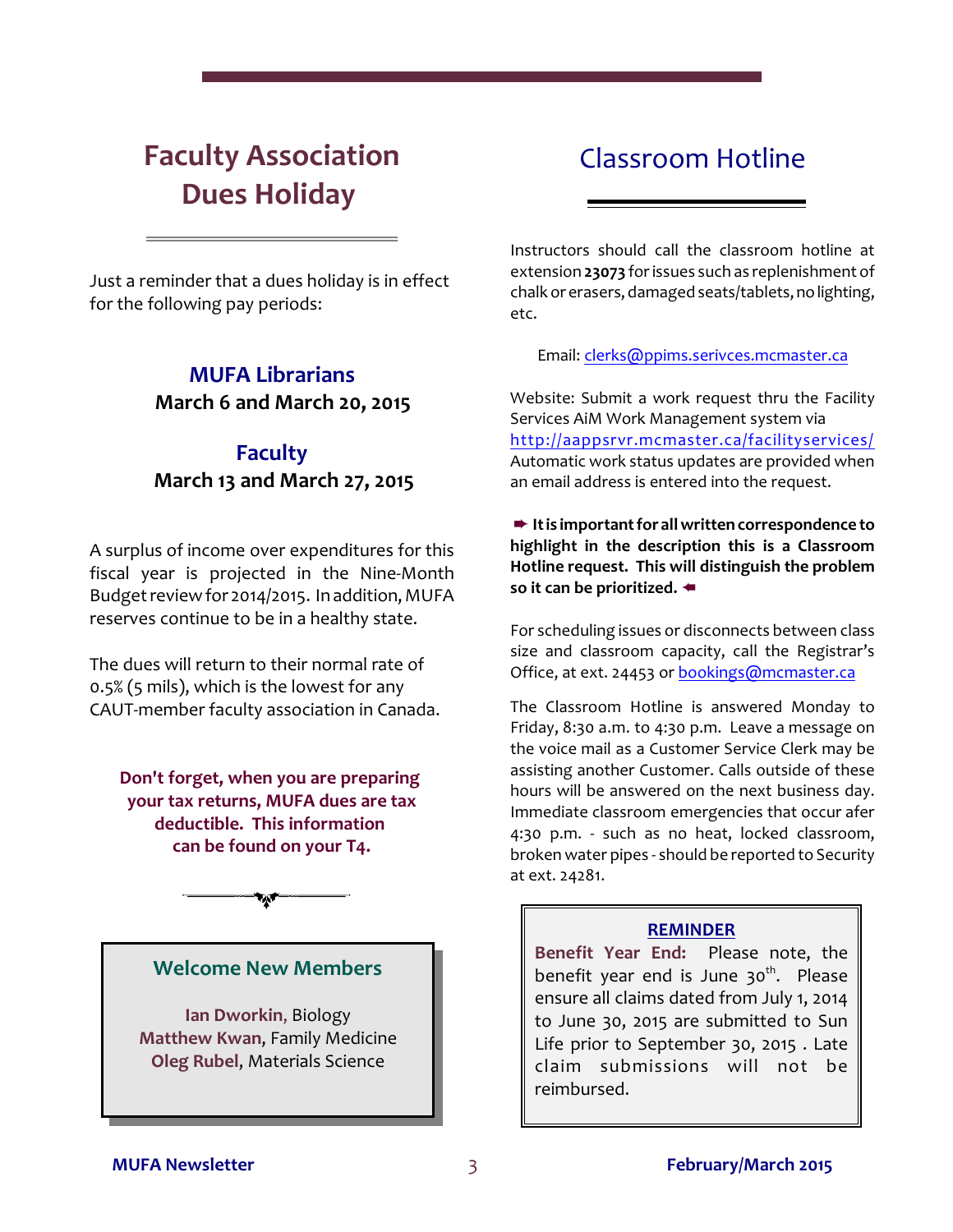## Faculty Association Dues Holiday

Just a reminder that a dues holiday is in effect for the following pay periods:

**MUFA Librarians**
**March 6 and March 20, 2015**

**Faculty**
**March 13 and March 27, 2015**

A surplus of income over expenditures for this fiscal year is projected in the Nine-Month Budget review for 2014/2015. In addition, MUFA reserves continue to be in a healthy state.

The dues will return to their normal rate of 0.5% (5 mils), which is the lowest for any CAUT-member faculty association in Canada.

**Don't forget, when you are preparing your tax returns, MUFA dues are tax deductible. This information can be found on your T4.**

### Welcome New Members

**Ian Dworkin**, Biology
**Matthew Kwan**, Family Medicine
**Oleg Rubel**, Materials Science

## Classroom Hotline

Instructors should call the classroom hotline at extension **23073** for issues such as replenishment of chalk or erasers, damaged seats/tablets, no lighting, etc.

Email: clerks@ppims.serivces.mcmaster.ca

Website: Submit a work request thru the Facility Services AiM Work Management system via http://aappsrvr.mcmaster.ca/facilityservices/ Automatic work status updates are provided when an email address is entered into the request.

➨ **It is important for all written correspondence to highlight in the description this is a Classroom Hotline request. This will distinguish the problem so it can be prioritized.** ➨

For scheduling issues or disconnects between class size and classroom capacity, call the Registrar's Office, at ext. 24453 or bookings@mcmaster.ca

The Classroom Hotline is answered Monday to Friday, 8:30 a.m. to 4:30 p.m. Leave a message on the voice mail as a Customer Service Clerk may be assisting another Customer. Calls outside of these hours will be answered on the next business day. Immediate classroom emergencies that occur afer 4:30 p.m. - such as no heat, locked classroom, broken water pipes - should be reported to Security at ext. 24281.

**REMINDER**

**Benefit Year End:** Please note, the benefit year end is June 30th. Please ensure all claims dated from July 1, 2014 to June 30, 2015 are submitted to Sun Life prior to September 30, 2015 . Late claim submissions will not be reimbursed.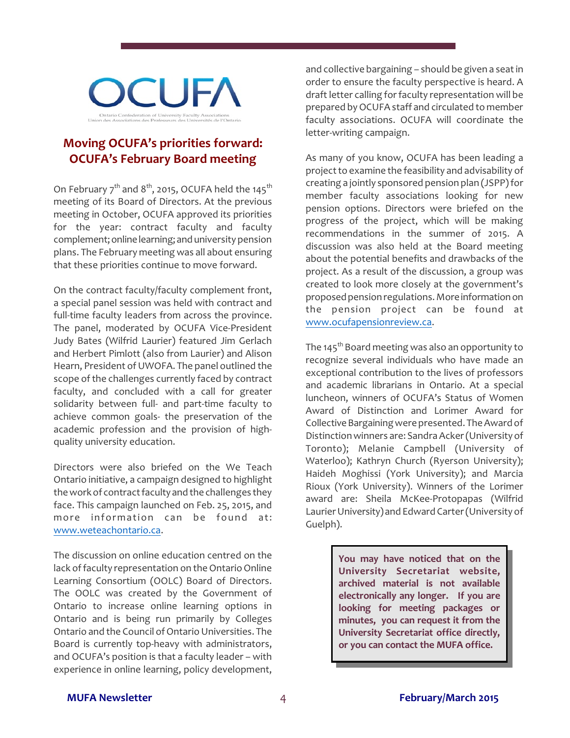OCUFA

Ontario Confederation of University Faculty Associations
Union des Associations des Professeurs des Universités de l'Ontario

## Moving OCUFA's priorities forward: OCUFA's February Board meeting

On February 7th and 8th, 2015, OCUFA held the 145th meeting of its Board of Directors. At the previous meeting in October, OCUFA approved its priorities for the year: contract faculty and faculty complement; online learning; and university pension plans. The February meeting was all about ensuring that these priorities continue to move forward.

On the contract faculty/faculty complement front, a special panel session was held with contract and full-time faculty leaders from across the province. The panel, moderated by OCUFA Vice-President Judy Bates (Wilfrid Laurier) featured Jim Gerlach and Herbert Pimlott (also from Laurier) and Alison Hearn, President of UWOFA. The panel outlined the scope of the challenges currently faced by contract faculty, and concluded with a call for greater solidarity between full- and part-time faculty to achieve common goals- the preservation of the academic profession and the provision of high-quality university education.

Directors were also briefed on the We Teach Ontario initiative, a campaign designed to highlight the work of contract faculty and the challenges they face. This campaign launched on Feb. 25, 2015, and more information can be found at: www.weteachontario.ca.

The discussion on online education centred on the lack of faculty representation on the Ontario Online Learning Consortium (OOLC) Board of Directors. The OOLC was created by the Government of Ontario to increase online learning options in Ontario and is being run primarily by Colleges Ontario and the Council of Ontario Universities. The Board is currently top-heavy with administrators, and OCUFA's position is that a faculty leader – with experience in online learning, policy development, and collective bargaining – should be given a seat in order to ensure the faculty perspective is heard. A draft letter calling for faculty representation will be prepared by OCUFA staff and circulated to member faculty associations. OCUFA will coordinate the letter-writing campaign.

As many of you know, OCUFA has been leading a project to examine the feasibility and advisability of creating a jointly sponsored pension plan (JSPP) for member faculty associations looking for new pension options. Directors were briefed on the progress of the project, which will be making recommendations in the summer of 2015. A discussion was also held at the Board meeting about the potential benefits and drawbacks of the project. As a result of the discussion, a group was created to look more closely at the government's proposed pension regulations. More information on the pension project can be found at www.ocufapensionreview.ca.

The 145th Board meeting was also an opportunity to recognize several individuals who have made an exceptional contribution to the lives of professors and academic librarians in Ontario. At a special luncheon, winners of OCUFA's Status of Women Award of Distinction and Lorimer Award for Collective Bargaining were presented. The Award of Distinction winners are: Sandra Acker (University of Toronto); Melanie Campbell (University of Waterloo); Kathryn Church (Ryerson University); Haideh Moghissi (York University); and Marcia Rioux (York University). Winners of the Lorimer award are: Sheila McKee-Protopapas (Wilfrid Laurier University) and Edward Carter (University of Guelph).

**You may have noticed that on the University Secretariat website, archived material is not available electronically any longer. If you are looking for meeting packages or minutes, you can request it from the University Secretariat office directly, or you can contact the MUFA office.**